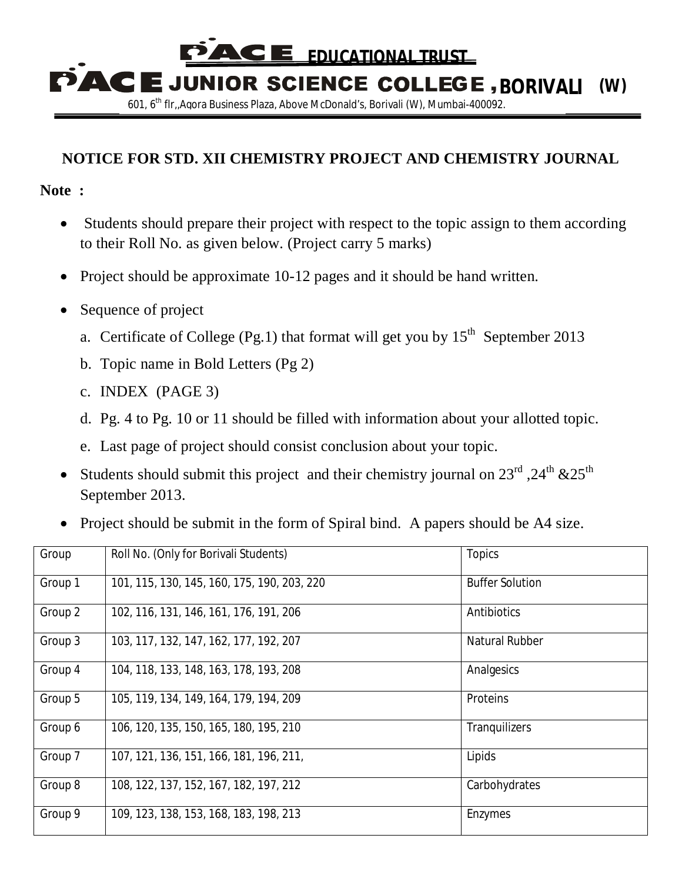# PACE EDUCATIONAL TRUST

# PACE JUNIOR SCIENCE COLLEGE, BORIVALI (W)

601, 6th flr,,Agora Business Plaza, Above McDonald's, Borivali (W), Mumbai-400092.

## NOTICE FOR STD. XII CHEMISTRY PROJECT AND CHEMISTRY JOURNAL

**Note :**

- Students should prepare their project with respect to the topic assign to them according to their Roll No. as given below. (Project carry 5 marks)
- Project should be approximate 10-12 pages and it should be hand written.
- Sequence of project
  a. Certificate of College (Pg.1) that format will get you by 15th September 2013
  b. Topic name in Bold Letters (Pg 2)
  c. INDEX (PAGE 3)
  d. Pg. 4 to Pg. 10 or 11 should be filled with information about your allotted topic.
  e. Last page of project should consist conclusion about your topic.
- Students should submit this project and their chemistry journal on 23rd ,24th &25th September 2013.
- Project should be submit in the form of Spiral bind. A papers should be A4 size.

| Group | Roll No. (Only for Borivali Students) | Topics |
|---|---|---|
| Group 1 | 101, 115, 130, 145, 160, 175, 190, 203, 220 | Buffer Solution |
| Group 2 | 102, 116, 131, 146, 161, 176, 191, 206 | Antibiotics |
| Group 3 | 103, 117, 132, 147, 162, 177, 192, 207 | Natural Rubber |
| Group 4 | 104, 118, 133, 148, 163, 178, 193, 208 | Analgesics |
| Group 5 | 105, 119, 134, 149, 164, 179, 194, 209 | Proteins |
| Group 6 | 106, 120, 135, 150, 165, 180, 195, 210 | Tranquilizers |
| Group 7 | 107, 121, 136, 151, 166, 181, 196, 211, | Lipids |
| Group 8 | 108, 122, 137, 152, 167, 182, 197, 212 | Carbohydrates |
| Group 9 | 109, 123, 138, 153, 168, 183, 198, 213 | Enzymes |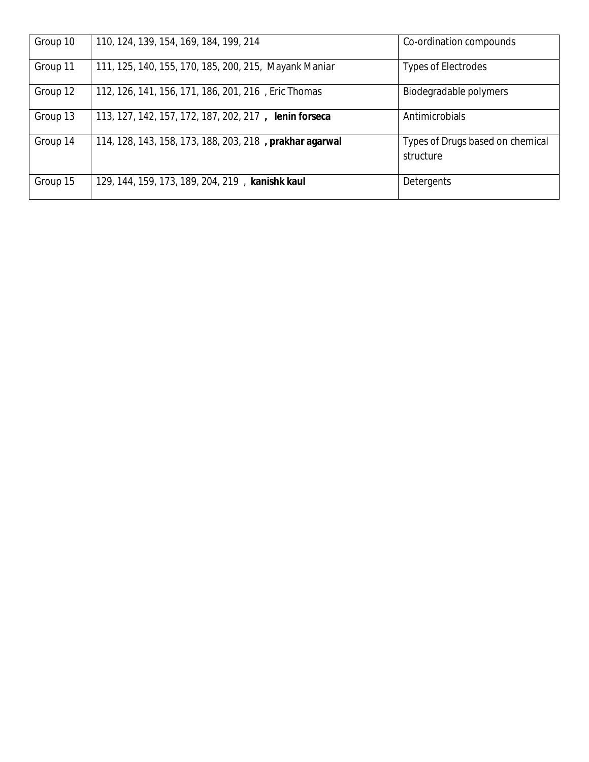| | | |
|---|---|---|
| Group 10 | 110, 124, 139, 154, 169, 184, 199, 214 | Co-ordination compounds |
| Group 11 | 111, 125, 140, 155, 170, 185, 200, 215, Mayank Maniar | Types of Electrodes |
| Group 12 | 112, 126, 141, 156, 171, 186, 201, 216 , Eric Thomas | Biodegradable polymers |
| Group 13 | 113, 127, 142, 157, 172, 187, 202, 217 **, lenin forseca** | Antimicrobials |
| Group 14 | 114, 128, 143, 158, 173, 188, 203, 218 **, prakhar agarwal** | Types of Drugs based on chemical structure |
| Group 15 | 129, 144, 159, 173, 189, 204, 219 , **kanishk kaul** | Detergents |